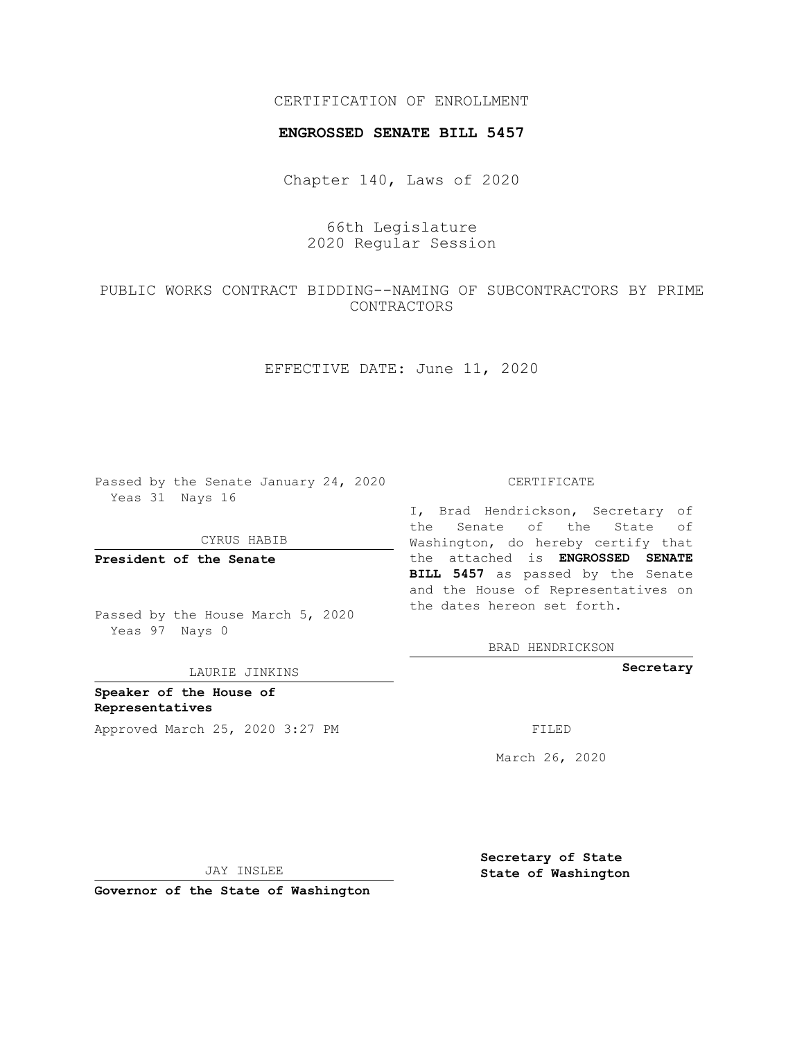CERTIFICATION OF ENROLLMENT

**ENGROSSED SENATE BILL 5457**

Chapter 140, Laws of 2020

66th Legislature
2020 Regular Session

PUBLIC WORKS CONTRACT BIDDING--NAMING OF SUBCONTRACTORS BY PRIME CONTRACTORS

EFFECTIVE DATE: June 11, 2020

Passed by the Senate January 24, 2020
Yeas 31 Nays 16

CYRUS HABIB

**President of the Senate**

Passed by the House March 5, 2020
Yeas 97 Nays 0

LAURIE JINKINS

**Speaker of the House of Representatives**

Approved March 25, 2020 3:27 PM

JAY INSLEE

**Governor of the State of Washington**

CERTIFICATE

I, Brad Hendrickson, Secretary of the Senate of the State of Washington, do hereby certify that the attached is **ENGROSSED SENATE BILL 5457** as passed by the Senate and the House of Representatives on the dates hereon set forth.

BRAD HENDRICKSON

**Secretary**

FILED

March 26, 2020

**Secretary of State**
**State of Washington**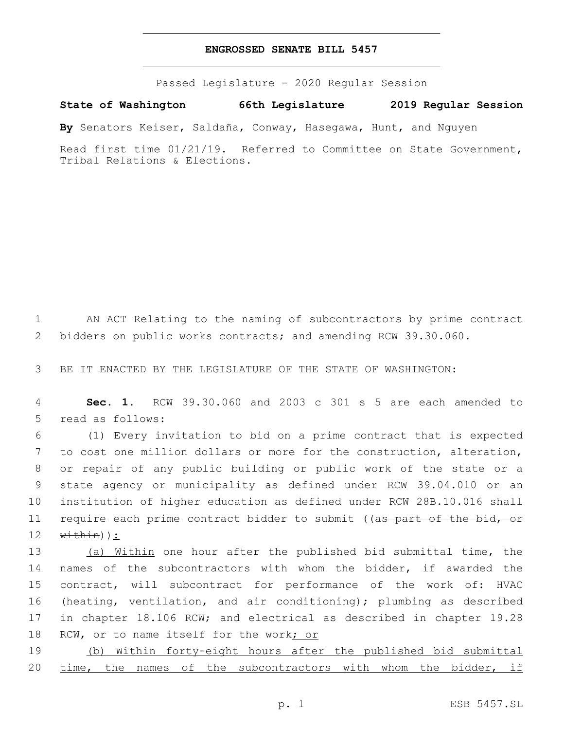# ENGROSSED SENATE BILL 5457

Passed Legislature - 2020 Regular Session

**State of Washington 66th Legislature 2019 Regular Session**

**By** Senators Keiser, Saldaña, Conway, Hasegawa, Hunt, and Nguyen

Read first time 01/21/19. Referred to Committee on State Government, Tribal Relations & Elections.

AN ACT Relating to the naming of subcontractors by prime contract bidders on public works contracts; and amending RCW 39.30.060.

BE IT ENACTED BY THE LEGISLATURE OF THE STATE OF WASHINGTON:

**Sec. 1.** RCW 39.30.060 and 2003 c 301 s 5 are each amended to read as follows:

(1) Every invitation to bid on a prime contract that is expected to cost one million dollars or more for the construction, alteration, or repair of any public building or public work of the state or a state agency or municipality as defined under RCW 39.04.010 or an institution of higher education as defined under RCW 28B.10.016 shall require each prime contract bidder to submit ((~~as part of the bid, or within~~)):

(a) Within one hour after the published bid submittal time, the names of the subcontractors with whom the bidder, if awarded the contract, will subcontract for performance of the work of: HVAC (heating, ventilation, and air conditioning); plumbing as described in chapter 18.106 RCW; and electrical as described in chapter 19.28 RCW, or to name itself for the work; or

(b) Within forty-eight hours after the published bid submittal time, the names of the subcontractors with whom the bidder, if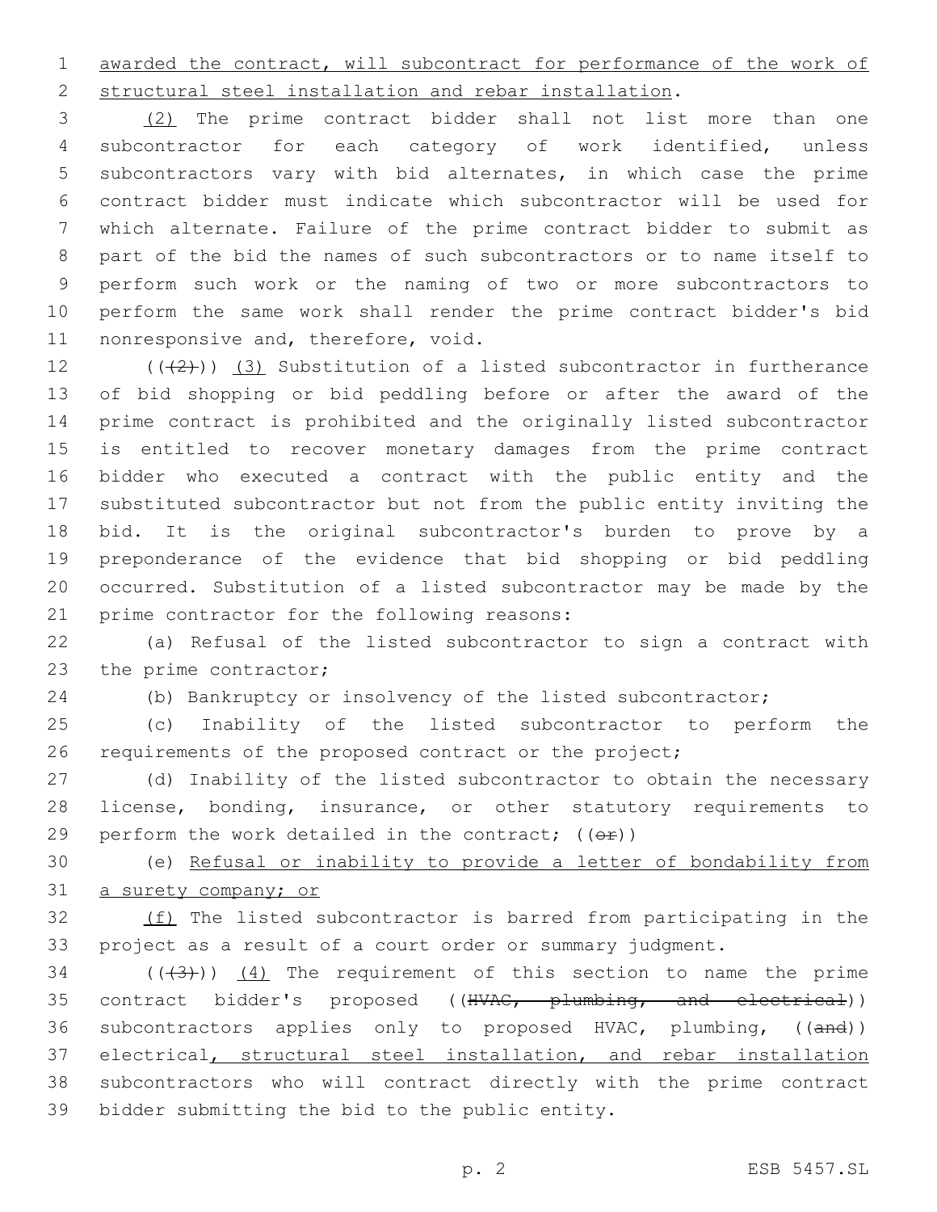awarded the contract, will subcontract for performance of the work of structural steel installation and rebar installation.

(2) The prime contract bidder shall not list more than one subcontractor for each category of work identified, unless subcontractors vary with bid alternates, in which case the prime contract bidder must indicate which subcontractor will be used for which alternate. Failure of the prime contract bidder to submit as part of the bid the names of such subcontractors or to name itself to perform such work or the naming of two or more subcontractors to perform the same work shall render the prime contract bidder's bid nonresponsive and, therefore, void.

((~~(2)~~)) (3) Substitution of a listed subcontractor in furtherance of bid shopping or bid peddling before or after the award of the prime contract is prohibited and the originally listed subcontractor is entitled to recover monetary damages from the prime contract bidder who executed a contract with the public entity and the substituted subcontractor but not from the public entity inviting the bid. It is the original subcontractor's burden to prove by a preponderance of the evidence that bid shopping or bid peddling occurred. Substitution of a listed subcontractor may be made by the prime contractor for the following reasons:

(a) Refusal of the listed subcontractor to sign a contract with the prime contractor;

(b) Bankruptcy or insolvency of the listed subcontractor;

(c) Inability of the listed subcontractor to perform the requirements of the proposed contract or the project;

(d) Inability of the listed subcontractor to obtain the necessary license, bonding, insurance, or other statutory requirements to perform the work detailed in the contract; ((~~or~~))

(e) Refusal or inability to provide a letter of bondability from a surety company; or

(f) The listed subcontractor is barred from participating in the project as a result of a court order or summary judgment.

((~~(3)~~)) (4) The requirement of this section to name the prime contract bidder's proposed ((~~HVAC, plumbing, and electrical~~)) subcontractors applies only to proposed HVAC, plumbing, ((~~and~~)) electrical, structural steel installation, and rebar installation subcontractors who will contract directly with the prime contract bidder submitting the bid to the public entity.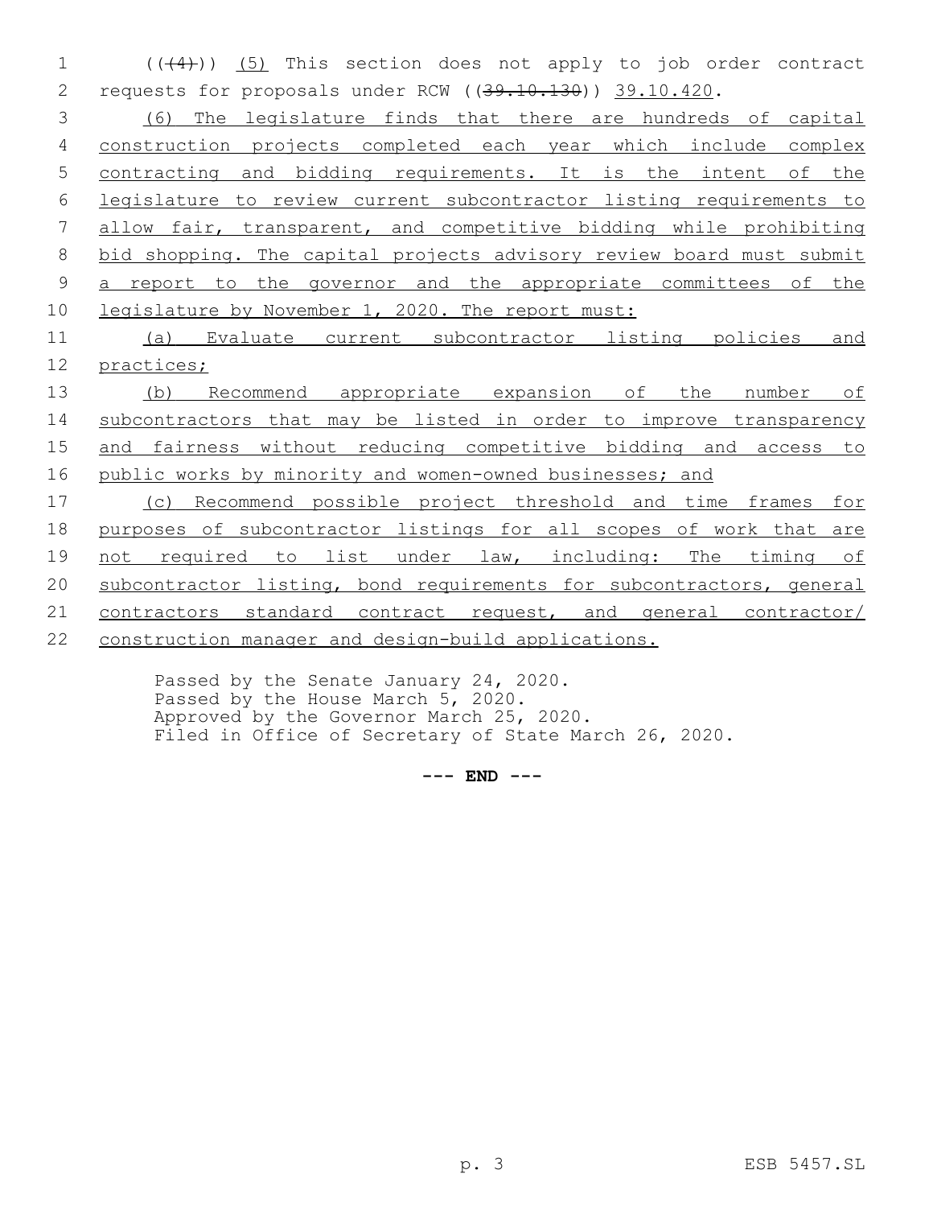(((4))) (5) This section does not apply to job order contract requests for proposals under RCW ((39.10.130)) 39.10.420.

(6) The legislature finds that there are hundreds of capital construction projects completed each year which include complex contracting and bidding requirements. It is the intent of the legislature to review current subcontractor listing requirements to allow fair, transparent, and competitive bidding while prohibiting bid shopping. The capital projects advisory review board must submit a report to the governor and the appropriate committees of the legislature by November 1, 2020. The report must:

(a) Evaluate current subcontractor listing policies and practices;

(b) Recommend appropriate expansion of the number of subcontractors that may be listed in order to improve transparency and fairness without reducing competitive bidding and access to public works by minority and women-owned businesses; and

(c) Recommend possible project threshold and time frames for purposes of subcontractor listings for all scopes of work that are not required to list under law, including: The timing of subcontractor listing, bond requirements for subcontractors, general contractors standard contract request, and general contractor/construction manager and design-build applications.

Passed by the Senate January 24, 2020.
Passed by the House March 5, 2020.
Approved by the Governor March 25, 2020.
Filed in Office of Secretary of State March 26, 2020.

--- END ---